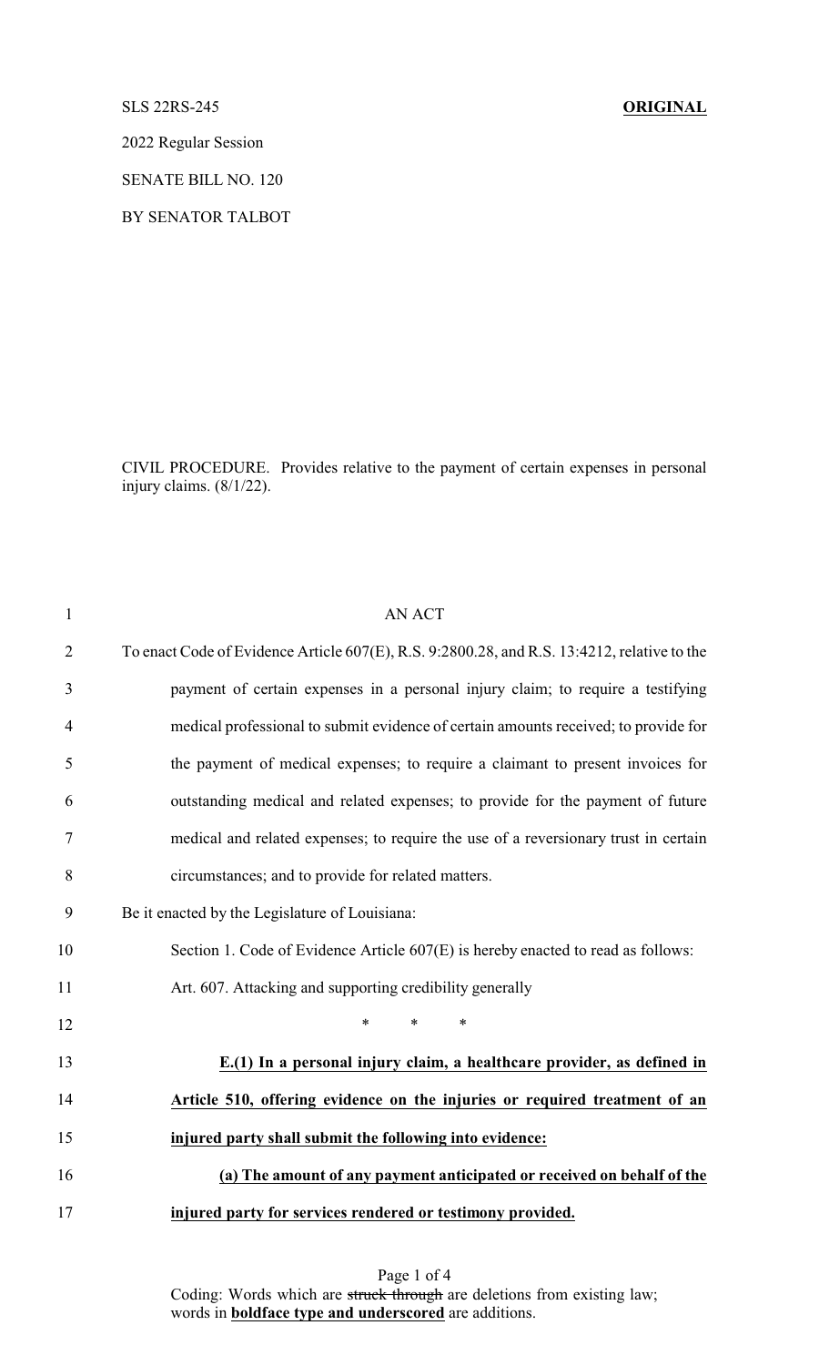SLS 22RS-245 **ORIGINAL**

2022 Regular Session

SENATE BILL NO. 120

BY SENATOR TALBOT

CIVIL PROCEDURE. Provides relative to the payment of certain expenses in personal injury claims. (8/1/22).

AN ACT

To enact Code of Evidence Article 607(E), R.S. 9:2800.28, and R.S. 13:4212, relative to the payment of certain expenses in a personal injury claim; to require a testifying medical professional to submit evidence of certain amounts received; to provide for the payment of medical expenses; to require a claimant to present invoices for outstanding medical and related expenses; to provide for the payment of future medical and related expenses; to require the use of a reversionary trust in certain circumstances; and to provide for related matters.

Be it enacted by the Legislature of Louisiana:

Section 1. Code of Evidence Article 607(E) is hereby enacted to read as follows:

Art. 607. Attacking and supporting credibility generally

\* \* \*

**E.(1) In a personal injury claim, a healthcare provider, as defined in Article 510, offering evidence on the injuries or required treatment of an injured party shall submit the following into evidence:**

**(a) The amount of any payment anticipated or received on behalf of the injured party for services rendered or testimony provided.**

Coding: Words which are ~~struck through~~ are deletions from existing law; words in **boldface type and underscored** are additions.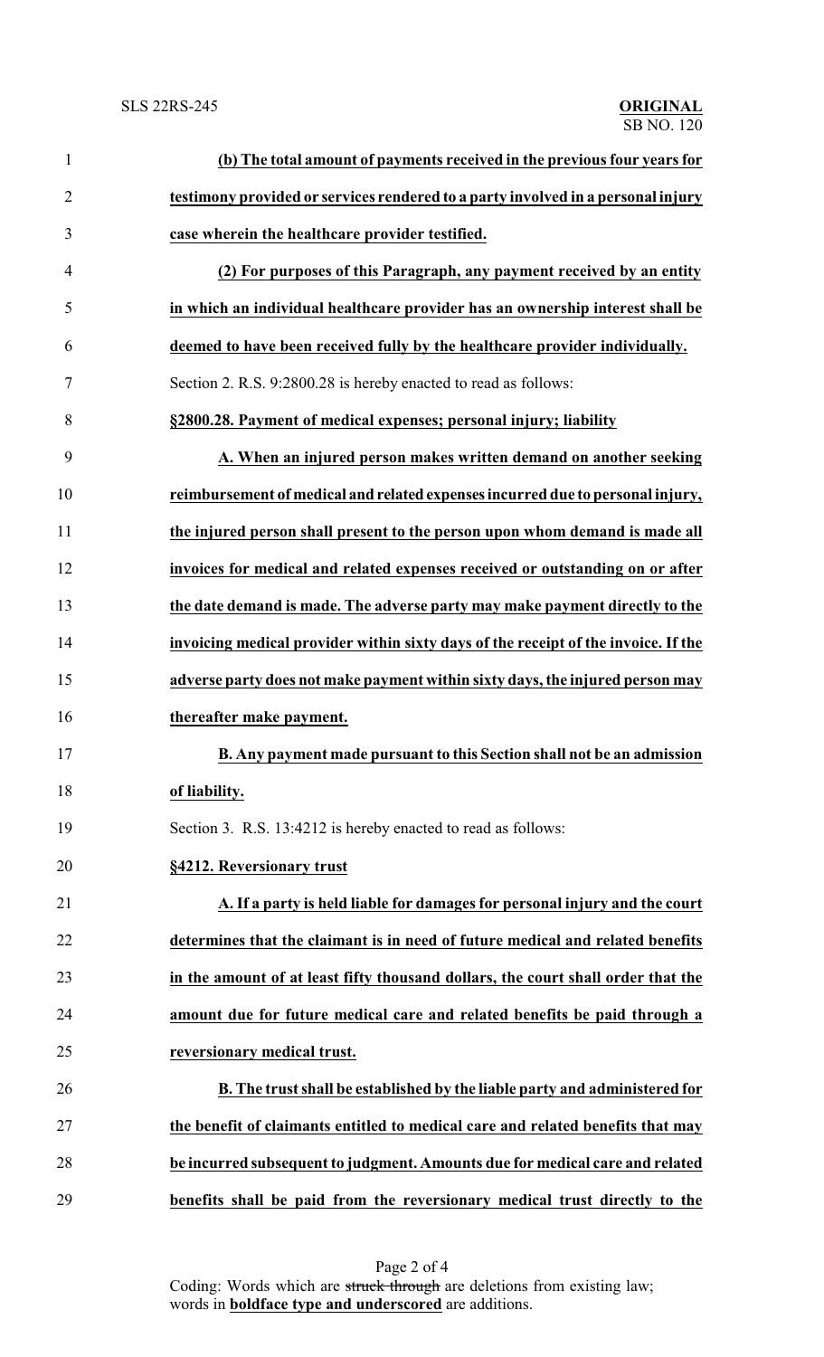**(b) The total amount of payments received in the previous four years for testimony provided or services rendered to a party involved in a personal injury case wherein the healthcare provider testified.**

**(2) For purposes of this Paragraph, any payment received by an entity in which an individual healthcare provider has an ownership interest shall be deemed to have been received fully by the healthcare provider individually.**

Section 2. R.S. 9:2800.28 is hereby enacted to read as follows:

**§2800.28. Payment of medical expenses; personal injury; liability**

**A. When an injured person makes written demand on another seeking reimbursement of medical and related expenses incurred due to personal injury, the injured person shall present to the person upon whom demand is made all invoices for medical and related expenses received or outstanding on or after the date demand is made. The adverse party may make payment directly to the invoicing medical provider within sixty days of the receipt of the invoice. If the adverse party does not make payment within sixty days, the injured person may thereafter make payment.**

**B. Any payment made pursuant to this Section shall not be an admission of liability.**

Section 3. R.S. 13:4212 is hereby enacted to read as follows:

**§4212. Reversionary trust**

**A. If a party is held liable for damages for personal injury and the court determines that the claimant is in need of future medical and related benefits in the amount of at least fifty thousand dollars, the court shall order that the amount due for future medical care and related benefits be paid through a reversionary medical trust.**

**B. The trust shall be established by the liable party and administered for the benefit of claimants entitled to medical care and related benefits that may be incurred subsequent to judgment. Amounts due for medical care and related benefits shall be paid from the reversionary medical trust directly to the**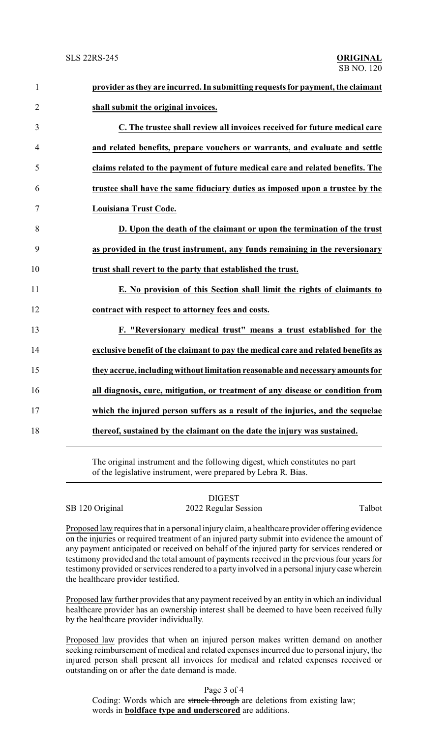**provider as they are incurred. In submitting requests for payment, the claimant shall submit the original invoices.**

**C. The trustee shall review all invoices received for future medical care and related benefits, prepare vouchers or warrants, and evaluate and settle claims related to the payment of future medical care and related benefits. The trustee shall have the same fiduciary duties as imposed upon a trustee by the Louisiana Trust Code.**

**D. Upon the death of the claimant or upon the termination of the trust as provided in the trust instrument, any funds remaining in the reversionary trust shall revert to the party that established the trust.**

**E. No provision of this Section shall limit the rights of claimants to contract with respect to attorney fees and costs.**

**F. "Reversionary medical trust" means a trust established for the exclusive benefit of the claimant to pay the medical care and related benefits as they accrue, including without limitation reasonable and necessary amounts for all diagnosis, cure, mitigation, or treatment of any disease or condition from which the injured person suffers as a result of the injuries, and the sequelae thereof, sustained by the claimant on the date the injury was sustained.**

The original instrument and the following digest, which constitutes no part of the legislative instrument, were prepared by Lebra R. Bias.

DIGEST

SB 120 Original — 2022 Regular Session — Talbot

Proposed law requires that in a personal injury claim, a healthcare provider offering evidence on the injuries or required treatment of an injured party submit into evidence the amount of any payment anticipated or received on behalf of the injured party for services rendered or testimony provided and the total amount of payments received in the previous four years for testimony provided or services rendered to a party involved in a personal injury case wherein the healthcare provider testified.

Proposed law further provides that any payment received by an entity in which an individual healthcare provider has an ownership interest shall be deemed to have been received fully by the healthcare provider individually.

Proposed law provides that when an injured person makes written demand on another seeking reimbursement of medical and related expenses incurred due to personal injury, the injured person shall present all invoices for medical and related expenses received or outstanding on or after the date demand is made.

Coding: Words which are ~~struck through~~ are deletions from existing law; words in **boldface type and underscored** are additions.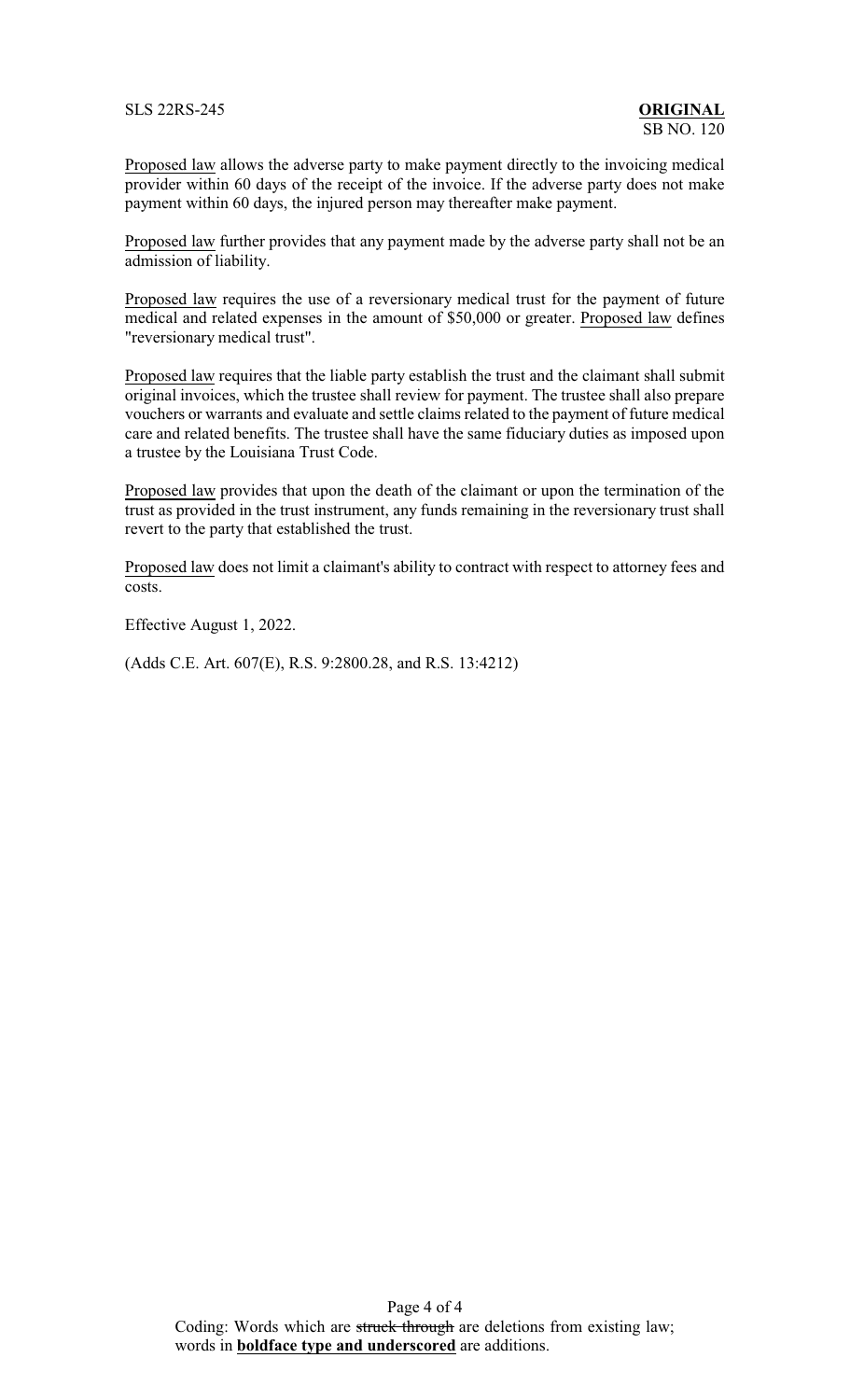Proposed law allows the adverse party to make payment directly to the invoicing medical provider within 60 days of the receipt of the invoice. If the adverse party does not make payment within 60 days, the injured person may thereafter make payment.

Proposed law further provides that any payment made by the adverse party shall not be an admission of liability.

Proposed law requires the use of a reversionary medical trust for the payment of future medical and related expenses in the amount of $50,000 or greater. Proposed law defines "reversionary medical trust".

Proposed law requires that the liable party establish the trust and the claimant shall submit original invoices, which the trustee shall review for payment. The trustee shall also prepare vouchers or warrants and evaluate and settle claims related to the payment of future medical care and related benefits. The trustee shall have the same fiduciary duties as imposed upon a trustee by the Louisiana Trust Code.

Proposed law provides that upon the death of the claimant or upon the termination of the trust as provided in the trust instrument, any funds remaining in the reversionary trust shall revert to the party that established the trust.

Proposed law does not limit a claimant's ability to contract with respect to attorney fees and costs.

Effective August 1, 2022.

(Adds C.E. Art. 607(E), R.S. 9:2800.28, and R.S. 13:4212)